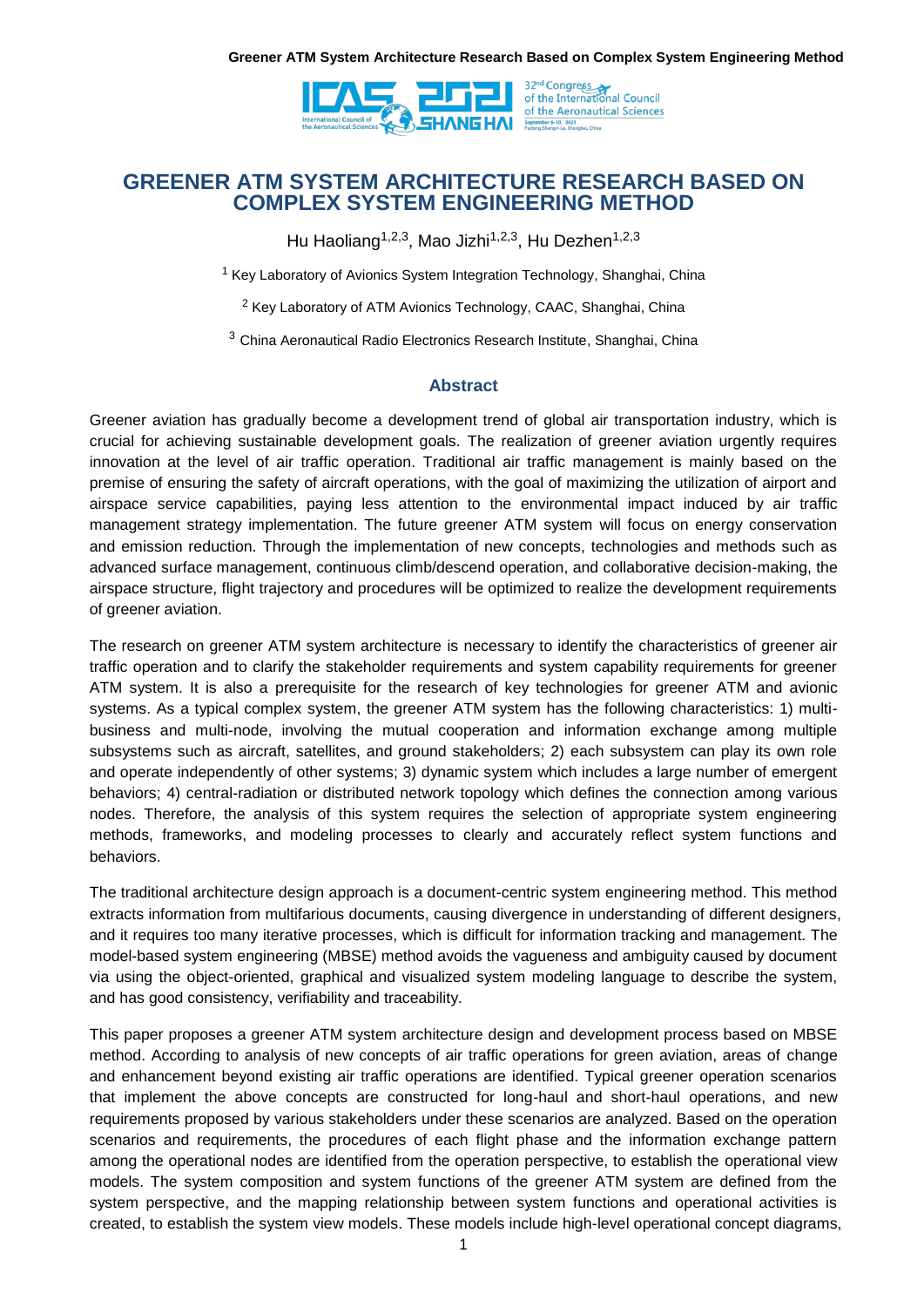# GREENER ATM SYSTEM ARCHITECTURE RESEARCH BASED ON COMPLEX SYSTEM ENGINEERING METHOD

Hu Haoliang[1,2,3], Mao Jizhi[1,2,3], Hu Dezhen[1,2,3]

[1] Key Laboratory of Avionics System Integration Technology, Shanghai, China

[2] Key Laboratory of ATM Avionics Technology, CAAC, Shanghai, China

[3] China Aeronautical Radio Electronics Research Institute, Shanghai, China

## Abstract

Greener aviation has gradually become a development trend of global air transportation industry, which is crucial for achieving sustainable development goals. The realization of greener aviation urgently requires innovation at the level of air traffic operation. Traditional air traffic management is mainly based on the premise of ensuring the safety of aircraft operations, with the goal of maximizing the utilization of airport and airspace service capabilities, paying less attention to the environmental impact induced by air traffic management strategy implementation. The future greener ATM system will focus on energy conservation and emission reduction. Through the implementation of new concepts, technologies and methods such as advanced surface management, continuous climb/descend operation, and collaborative decision-making, the airspace structure, flight trajectory and procedures will be optimized to realize the development requirements of greener aviation.

The research on greener ATM system architecture is necessary to identify the characteristics of greener air traffic operation and to clarify the stakeholder requirements and system capability requirements for greener ATM system. It is also a prerequisite for the research of key technologies for greener ATM and avionic systems. As a typical complex system, the greener ATM system has the following characteristics: 1) multi-business and multi-node, involving the mutual cooperation and information exchange among multiple subsystems such as aircraft, satellites, and ground stakeholders; 2) each subsystem can play its own role and operate independently of other systems; 3) dynamic system which includes a large number of emergent behaviors; 4) central-radiation or distributed network topology which defines the connection among various nodes. Therefore, the analysis of this system requires the selection of appropriate system engineering methods, frameworks, and modeling processes to clearly and accurately reflect system functions and behaviors.

The traditional architecture design approach is a document-centric system engineering method. This method extracts information from multifarious documents, causing divergence in understanding of different designers, and it requires too many iterative processes, which is difficult for information tracking and management. The model-based system engineering (MBSE) method avoids the vagueness and ambiguity caused by document via using the object-oriented, graphical and visualized system modeling language to describe the system, and has good consistency, verifiability and traceability.

This paper proposes a greener ATM system architecture design and development process based on MBSE method. According to analysis of new concepts of air traffic operations for green aviation, areas of change and enhancement beyond existing air traffic operations are identified. Typical greener operation scenarios that implement the above concepts are constructed for long-haul and short-haul operations, and new requirements proposed by various stakeholders under these scenarios are analyzed. Based on the operation scenarios and requirements, the procedures of each flight phase and the information exchange pattern among the operational nodes are identified from the operation perspective, to establish the operational view models. The system composition and system functions of the greener ATM system are defined from the system perspective, and the mapping relationship between system functions and operational activities is created, to establish the system view models. These models include high-level operational concept diagrams,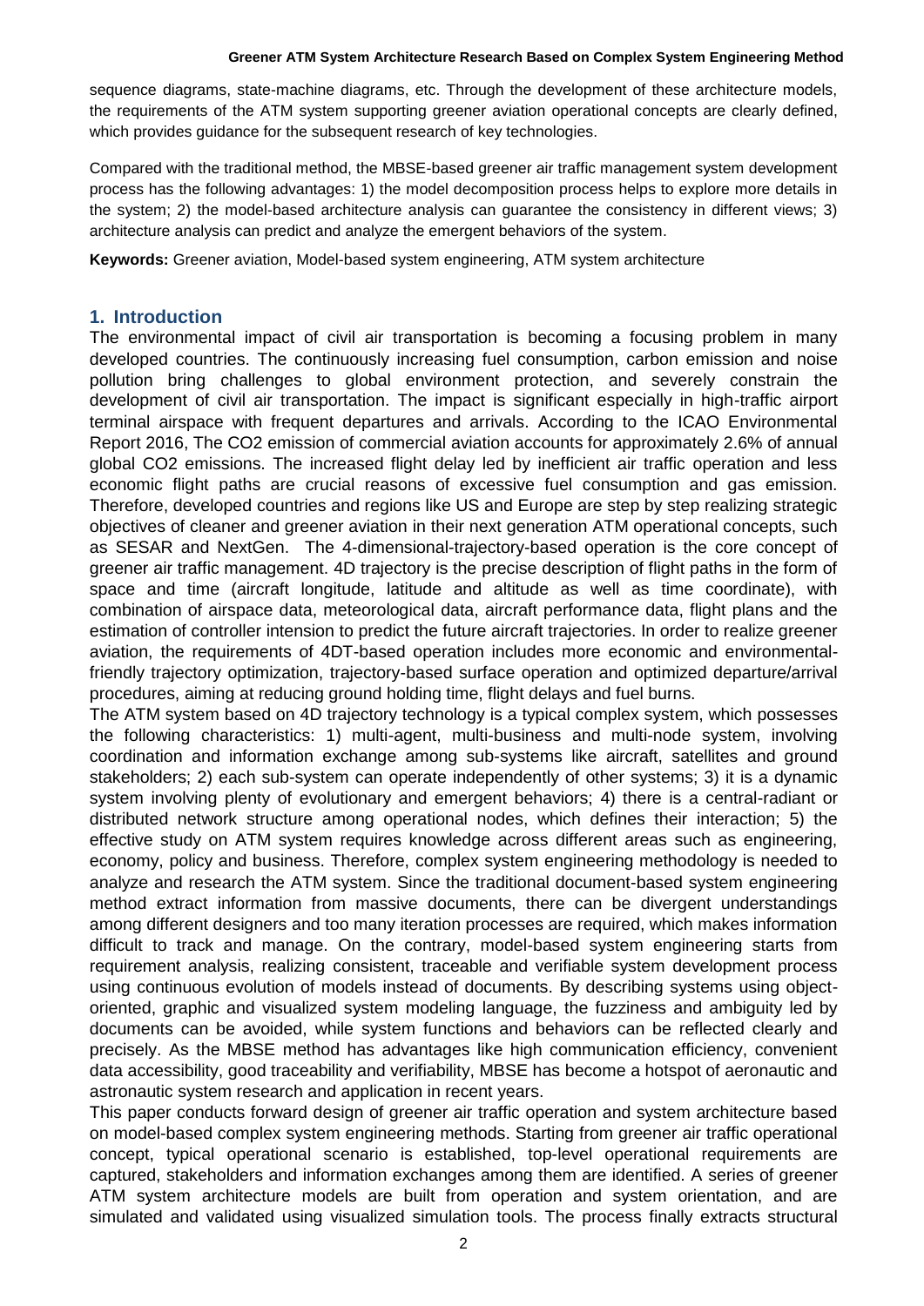sequence diagrams, state-machine diagrams, etc. Through the development of these architecture models, the requirements of the ATM system supporting greener aviation operational concepts are clearly defined, which provides guidance for the subsequent research of key technologies.

Compared with the traditional method, the MBSE-based greener air traffic management system development process has the following advantages: 1) the model decomposition process helps to explore more details in the system; 2) the model-based architecture analysis can guarantee the consistency in different views; 3) architecture analysis can predict and analyze the emergent behaviors of the system.

**Keywords:** Greener aviation, Model-based system engineering, ATM system architecture

## 1. Introduction

The environmental impact of civil air transportation is becoming a focusing problem in many developed countries. The continuously increasing fuel consumption, carbon emission and noise pollution bring challenges to global environment protection, and severely constrain the development of civil air transportation. The impact is significant especially in high-traffic airport terminal airspace with frequent departures and arrivals. According to the ICAO Environmental Report 2016, The $CO_2$ emission of commercial aviation accounts for approximately 2.6% of annual global $CO_2$ emissions. The increased flight delay led by inefficient air traffic operation and less economic flight paths are crucial reasons of excessive fuel consumption and gas emission. Therefore, developed countries and regions like US and Europe are step by step realizing strategic objectives of cleaner and greener aviation in their next generation ATM operational concepts, such as SESAR and NextGen. The 4-dimensional-trajectory-based operation is the core concept of greener air traffic management. 4D trajectory is the precise description of flight paths in the form of space and time (aircraft longitude, latitude and altitude as well as time coordinate), with combination of airspace data, meteorological data, aircraft performance data, flight plans and the estimation of controller intension to predict the future aircraft trajectories. In order to realize greener aviation, the requirements of 4DT-based operation includes more economic and environmental-friendly trajectory optimization, trajectory-based surface operation and optimized departure/arrival procedures, aiming at reducing ground holding time, flight delays and fuel burns.

The ATM system based on 4D trajectory technology is a typical complex system, which possesses the following characteristics: 1) multi-agent, multi-business and multi-node system, involving coordination and information exchange among sub-systems like aircraft, satellites and ground stakeholders; 2) each sub-system can operate independently of other systems; 3) it is a dynamic system involving plenty of evolutionary and emergent behaviors; 4) there is a central-radiant or distributed network structure among operational nodes, which defines their interaction; 5) the effective study on ATM system requires knowledge across different areas such as engineering, economy, policy and business. Therefore, complex system engineering methodology is needed to analyze and research the ATM system. Since the traditional document-based system engineering method extract information from massive documents, there can be divergent understandings among different designers and too many iteration processes are required, which makes information difficult to track and manage. On the contrary, model-based system engineering starts from requirement analysis, realizing consistent, traceable and verifiable system development process using continuous evolution of models instead of documents. By describing systems using object-oriented, graphic and visualized system modeling language, the fuzziness and ambiguity led by documents can be avoided, while system functions and behaviors can be reflected clearly and precisely. As the MBSE method has advantages like high communication efficiency, convenient data accessibility, good traceability and verifiability, MBSE has become a hotspot of aeronautic and astronautic system research and application in recent years.

This paper conducts forward design of greener air traffic operation and system architecture based on model-based complex system engineering methods. Starting from greener air traffic operational concept, typical operational scenario is established, top-level operational requirements are captured, stakeholders and information exchanges among them are identified. A series of greener ATM system architecture models are built from operation and system orientation, and are simulated and validated using visualized simulation tools. The process finally extracts structural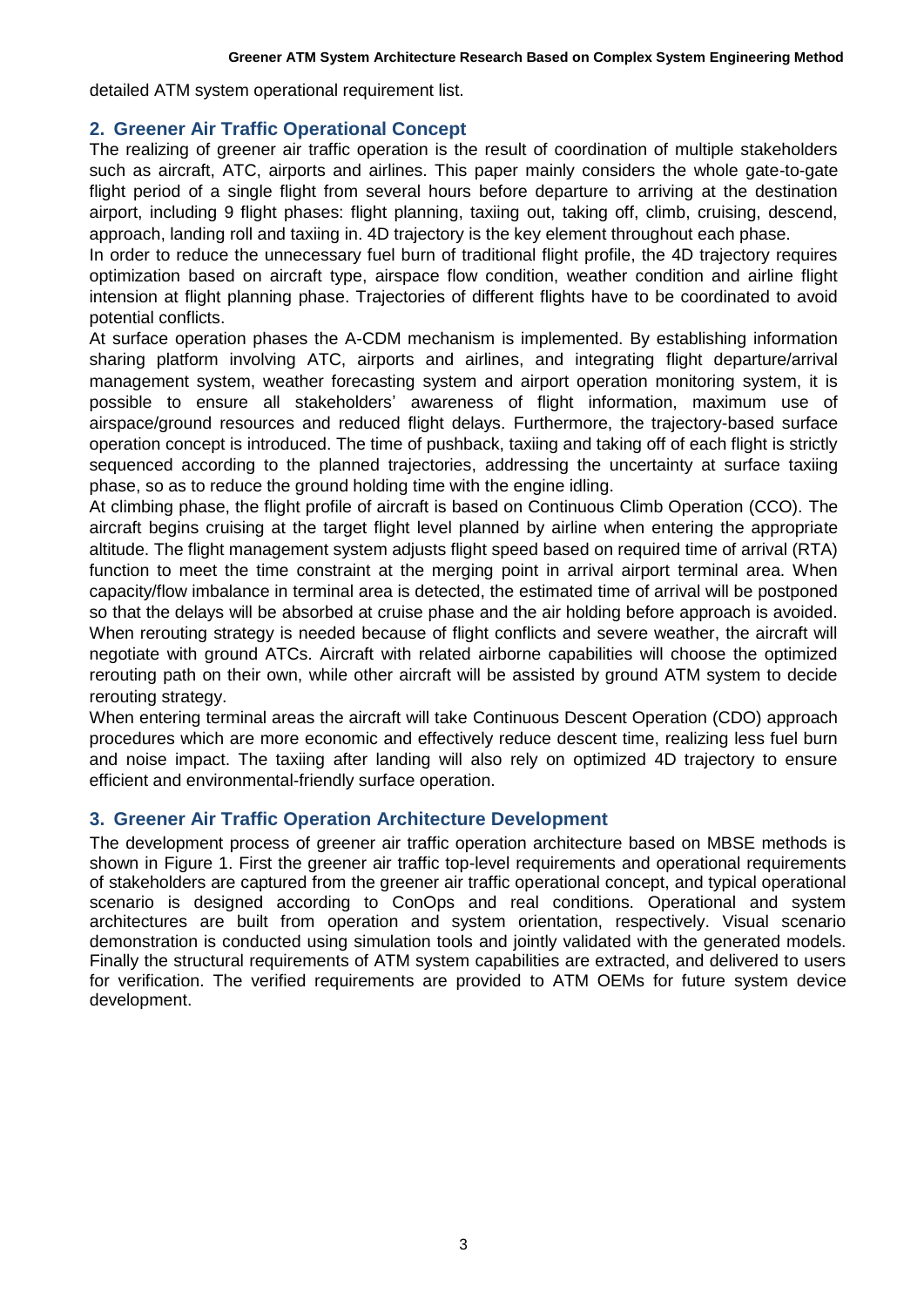detailed ATM system operational requirement list.

## 2. Greener Air Traffic Operational Concept

The realizing of greener air traffic operation is the result of coordination of multiple stakeholders such as aircraft, ATC, airports and airlines. This paper mainly considers the whole gate-to-gate flight period of a single flight from several hours before departure to arriving at the destination airport, including 9 flight phases: flight planning, taxiing out, taking off, climb, cruising, descend, approach, landing roll and taxiing in. 4D trajectory is the key element throughout each phase.

In order to reduce the unnecessary fuel burn of traditional flight profile, the 4D trajectory requires optimization based on aircraft type, airspace flow condition, weather condition and airline flight intension at flight planning phase. Trajectories of different flights have to be coordinated to avoid potential conflicts.

At surface operation phases the A-CDM mechanism is implemented. By establishing information sharing platform involving ATC, airports and airlines, and integrating flight departure/arrival management system, weather forecasting system and airport operation monitoring system, it is possible to ensure all stakeholders' awareness of flight information, maximum use of airspace/ground resources and reduced flight delays. Furthermore, the trajectory-based surface operation concept is introduced. The time of pushback, taxiing and taking off of each flight is strictly sequenced according to the planned trajectories, addressing the uncertainty at surface taxiing phase, so as to reduce the ground holding time with the engine idling.

At climbing phase, the flight profile of aircraft is based on Continuous Climb Operation (CCO). The aircraft begins cruising at the target flight level planned by airline when entering the appropriate altitude. The flight management system adjusts flight speed based on required time of arrival (RTA) function to meet the time constraint at the merging point in arrival airport terminal area. When capacity/flow imbalance in terminal area is detected, the estimated time of arrival will be postponed so that the delays will be absorbed at cruise phase and the air holding before approach is avoided. When rerouting strategy is needed because of flight conflicts and severe weather, the aircraft will negotiate with ground ATCs. Aircraft with related airborne capabilities will choose the optimized rerouting path on their own, while other aircraft will be assisted by ground ATM system to decide rerouting strategy.

When entering terminal areas the aircraft will take Continuous Descent Operation (CDO) approach procedures which are more economic and effectively reduce descent time, realizing less fuel burn and noise impact. The taxiing after landing will also rely on optimized 4D trajectory to ensure efficient and environmental-friendly surface operation.

## 3. Greener Air Traffic Operation Architecture Development

The development process of greener air traffic operation architecture based on MBSE methods is shown in Figure 1. First the greener air traffic top-level requirements and operational requirements of stakeholders are captured from the greener air traffic operational concept, and typical operational scenario is designed according to ConOps and real conditions. Operational and system architectures are built from operation and system orientation, respectively. Visual scenario demonstration is conducted using simulation tools and jointly validated with the generated models. Finally the structural requirements of ATM system capabilities are extracted, and delivered to users for verification. The verified requirements are provided to ATM OEMs for future system device development.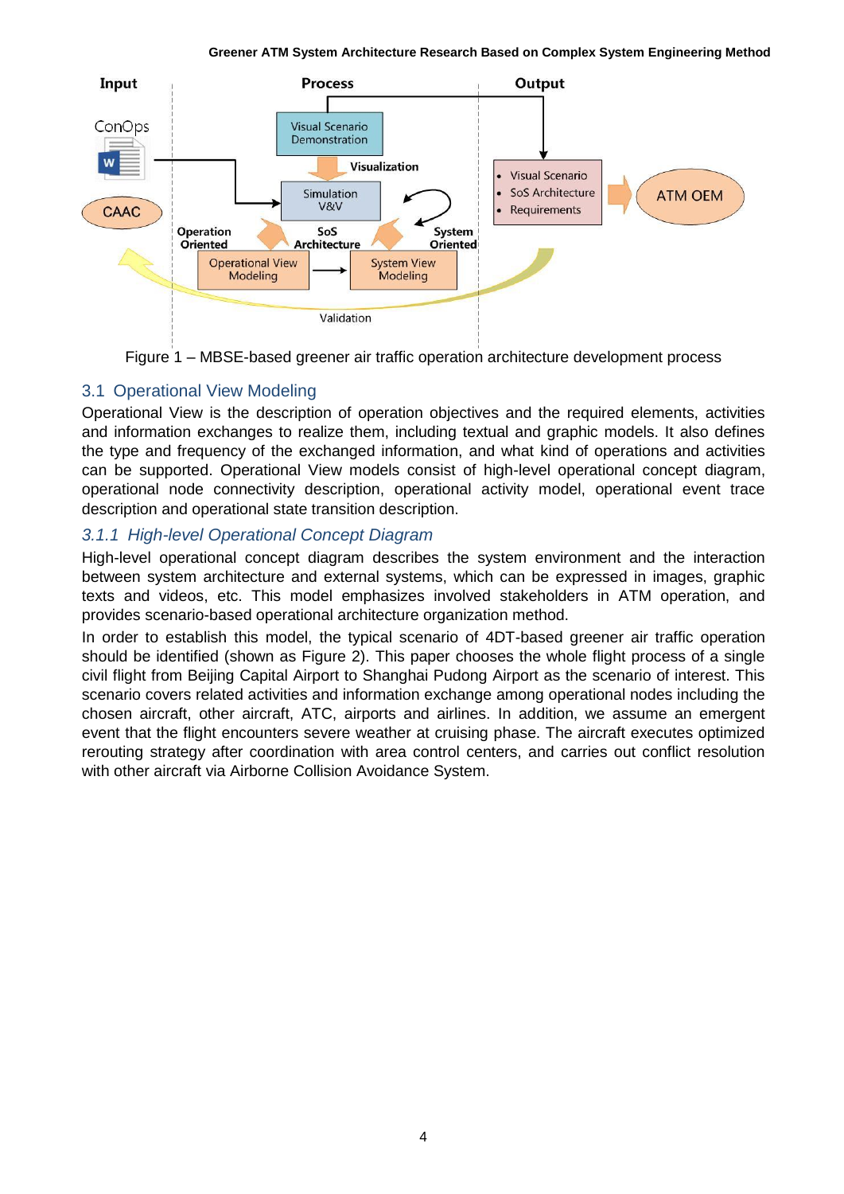Figure 1 – MBSE-based greener air traffic operation architecture development process

## 3.1 Operational View Modeling

Operational View is the description of operation objectives and the required elements, activities and information exchanges to realize them, including textual and graphic models. It also defines the type and frequency of the exchanged information, and what kind of operations and activities can be supported. Operational View models consist of high-level operational concept diagram, operational node connectivity description, operational activity model, operational event trace description and operational state transition description.

### *3.1.1 High-level Operational Concept Diagram*

High-level operational concept diagram describes the system environment and the interaction between system architecture and external systems, which can be expressed in images, graphic texts and videos, etc. This model emphasizes involved stakeholders in ATM operation, and provides scenario-based operational architecture organization method.

In order to establish this model, the typical scenario of 4DT-based greener air traffic operation should be identified (shown as Figure 2). This paper chooses the whole flight process of a single civil flight from Beijing Capital Airport to Shanghai Pudong Airport as the scenario of interest. This scenario covers related activities and information exchange among operational nodes including the chosen aircraft, other aircraft, ATC, airports and airlines. In addition, we assume an emergent event that the flight encounters severe weather at cruising phase. The aircraft executes optimized rerouting strategy after coordination with area control centers, and carries out conflict resolution with other aircraft via Airborne Collision Avoidance System.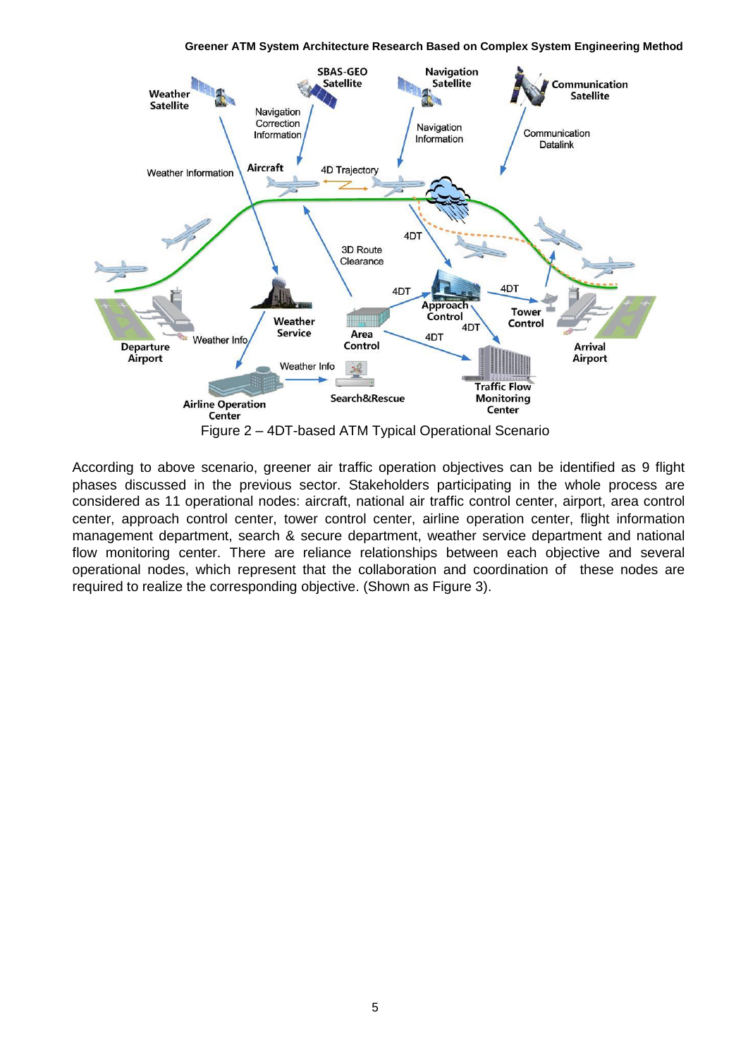Figure 2 – 4DT-based ATM Typical Operational Scenario

According to above scenario, greener air traffic operation objectives can be identified as 9 flight phases discussed in the previous sector. Stakeholders participating in the whole process are considered as 11 operational nodes: aircraft, national air traffic control center, airport, area control center, approach control center, tower control center, airline operation center, flight information management department, search & secure department, weather service department and national flow monitoring center. There are reliance relationships between each objective and several operational nodes, which represent that the collaboration and coordination of these nodes are required to realize the corresponding objective. (Shown as Figure 3).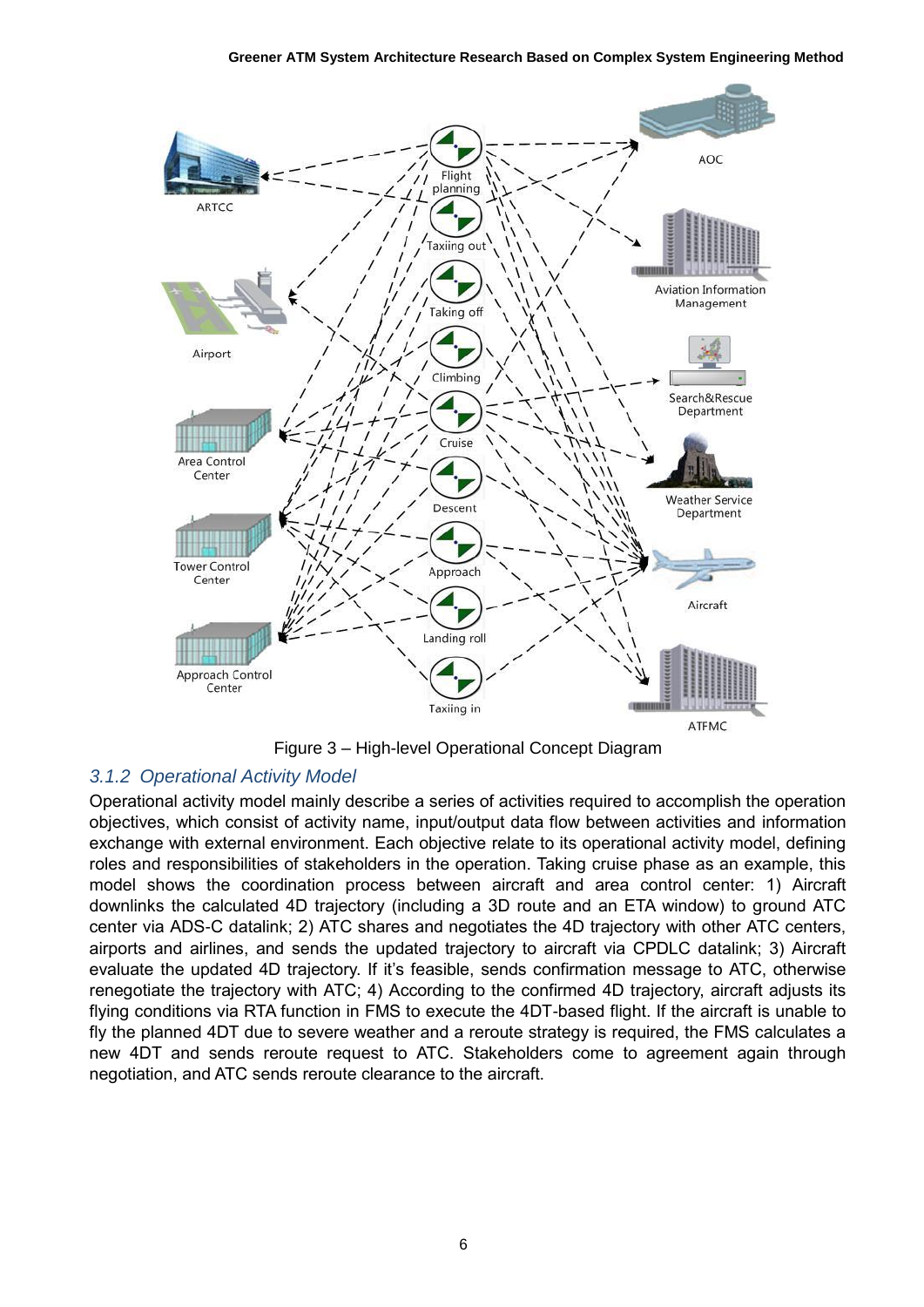Figure 3 – High-level Operational Concept Diagram

### 3.1.2 Operational Activity Model

Operational activity model mainly describe a series of activities required to accomplish the operation objectives, which consist of activity name, input/output data flow between activities and information exchange with external environment. Each objective relate to its operational activity model, defining roles and responsibilities of stakeholders in the operation. Taking cruise phase as an example, this model shows the coordination process between aircraft and area control center: 1) Aircraft downlinks the calculated 4D trajectory (including a 3D route and an ETA window) to ground ATC center via ADS-C datalink; 2) ATC shares and negotiates the 4D trajectory with other ATC centers, airports and airlines, and sends the updated trajectory to aircraft via CPDLC datalink; 3) Aircraft evaluate the updated 4D trajectory. If it's feasible, sends confirmation message to ATC, otherwise renegotiate the trajectory with ATC; 4) According to the confirmed 4D trajectory, aircraft adjusts its flying conditions via RTA function in FMS to execute the 4DT-based flight. If the aircraft is unable to fly the planned 4DT due to severe weather and a reroute strategy is required, the FMS calculates a new 4DT and sends reroute request to ATC. Stakeholders come to agreement again through negotiation, and ATC sends reroute clearance to the aircraft.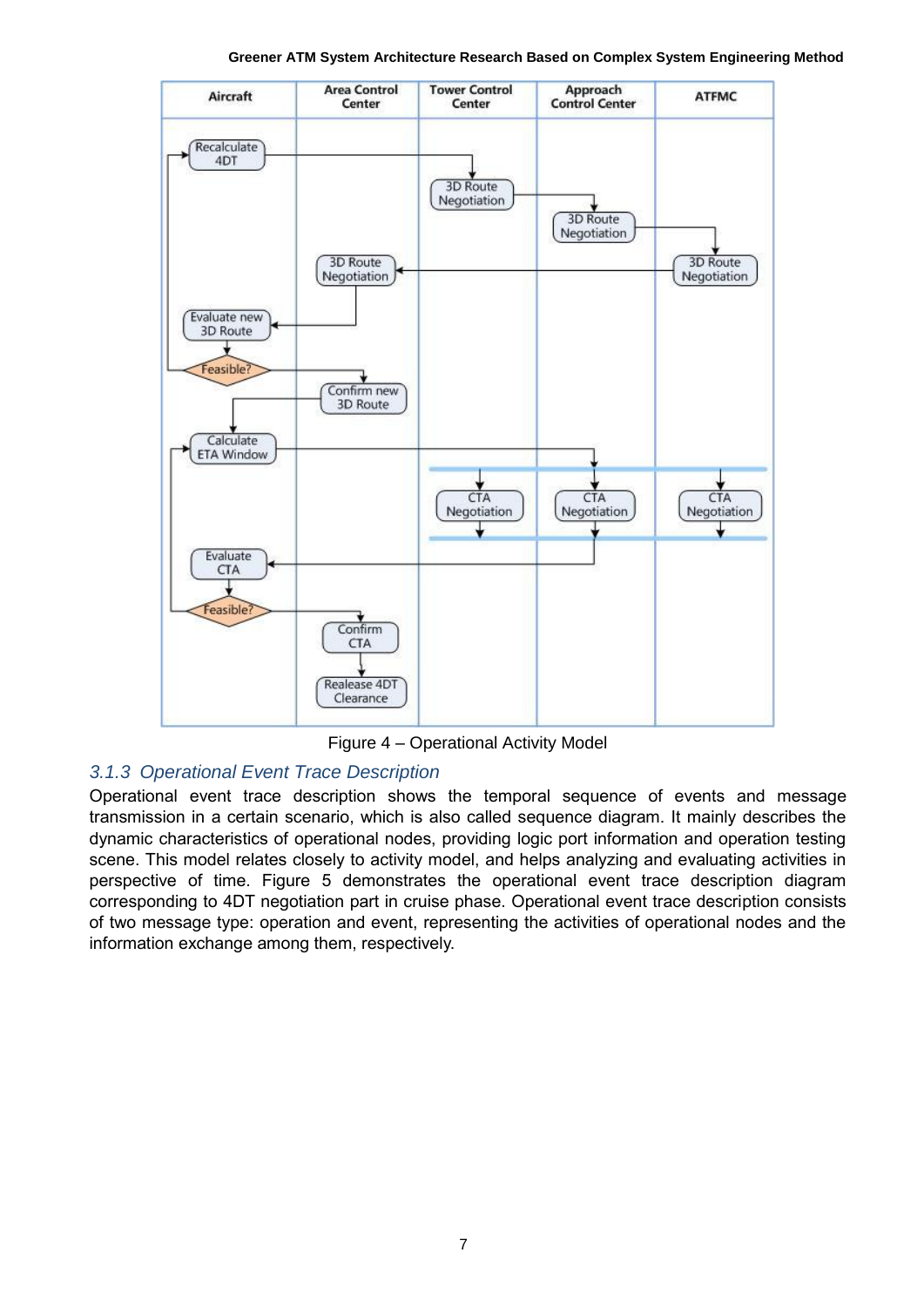Figure 4 – Operational Activity Model

### 3.1.3 Operational Event Trace Description

Operational event trace description shows the temporal sequence of events and message transmission in a certain scenario, which is also called sequence diagram. It mainly describes the dynamic characteristics of operational nodes, providing logic port information and operation testing scene. This model relates closely to activity model, and helps analyzing and evaluating activities in perspective of time. Figure 5 demonstrates the operational event trace description diagram corresponding to 4DT negotiation part in cruise phase. Operational event trace description consists of two message type: operation and event, representing the activities of operational nodes and the information exchange among them, respectively.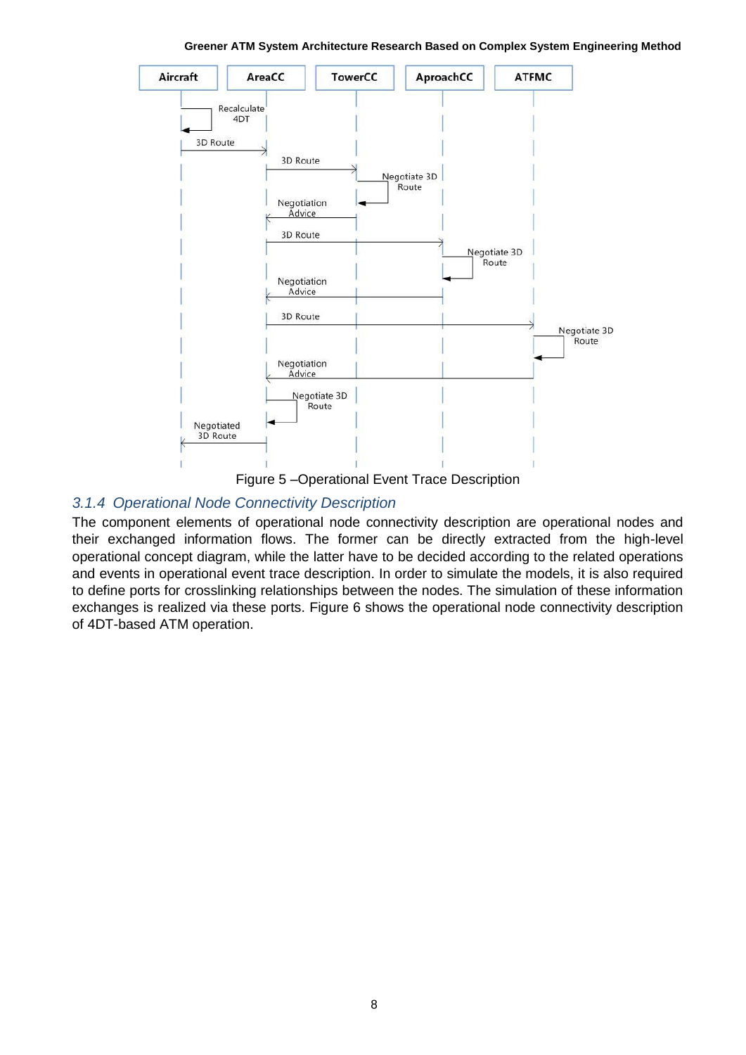Figure 5 –Operational Event Trace Description

### *3.1.4 Operational Node Connectivity Description*

The component elements of operational node connectivity description are operational nodes and their exchanged information flows. The former can be directly extracted from the high-level operational concept diagram, while the latter have to be decided according to the related operations and events in operational event trace description. In order to simulate the models, it is also required to define ports for crosslinking relationships between the nodes. The simulation of these information exchanges is realized via these ports. Figure 6 shows the operational node connectivity description of 4DT-based ATM operation.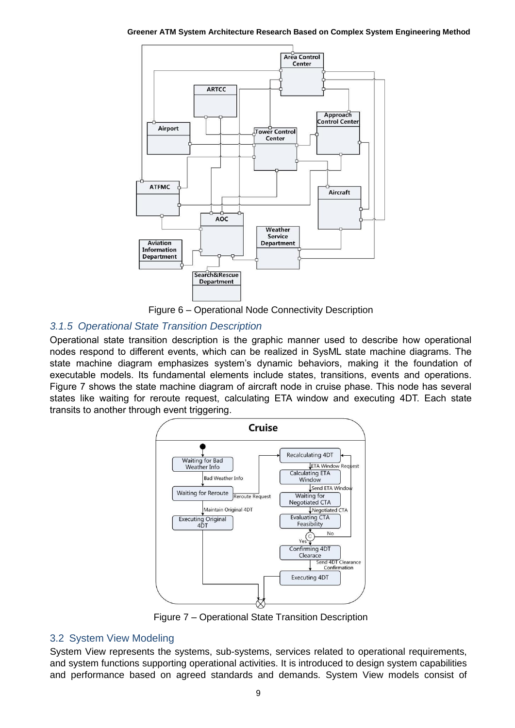Figure 6 – Operational Node Connectivity Description

### 3.1.5 Operational State Transition Description

Operational state transition description is the graphic manner used to describe how operational nodes respond to different events, which can be realized in SysML state machine diagrams. The state machine diagram emphasizes system's dynamic behaviors, making it the foundation of executable models. Its fundamental elements include states, transitions, events and operations. Figure 7 shows the state machine diagram of aircraft node in cruise phase. This node has several states like waiting for reroute request, calculating ETA window and executing 4DT. Each state transits to another through event triggering.

Figure 7 – Operational State Transition Description

## 3.2 System View Modeling

System View represents the systems, sub-systems, services related to operational requirements, and system functions supporting operational activities. It is introduced to design system capabilities and performance based on agreed standards and demands. System View models consist of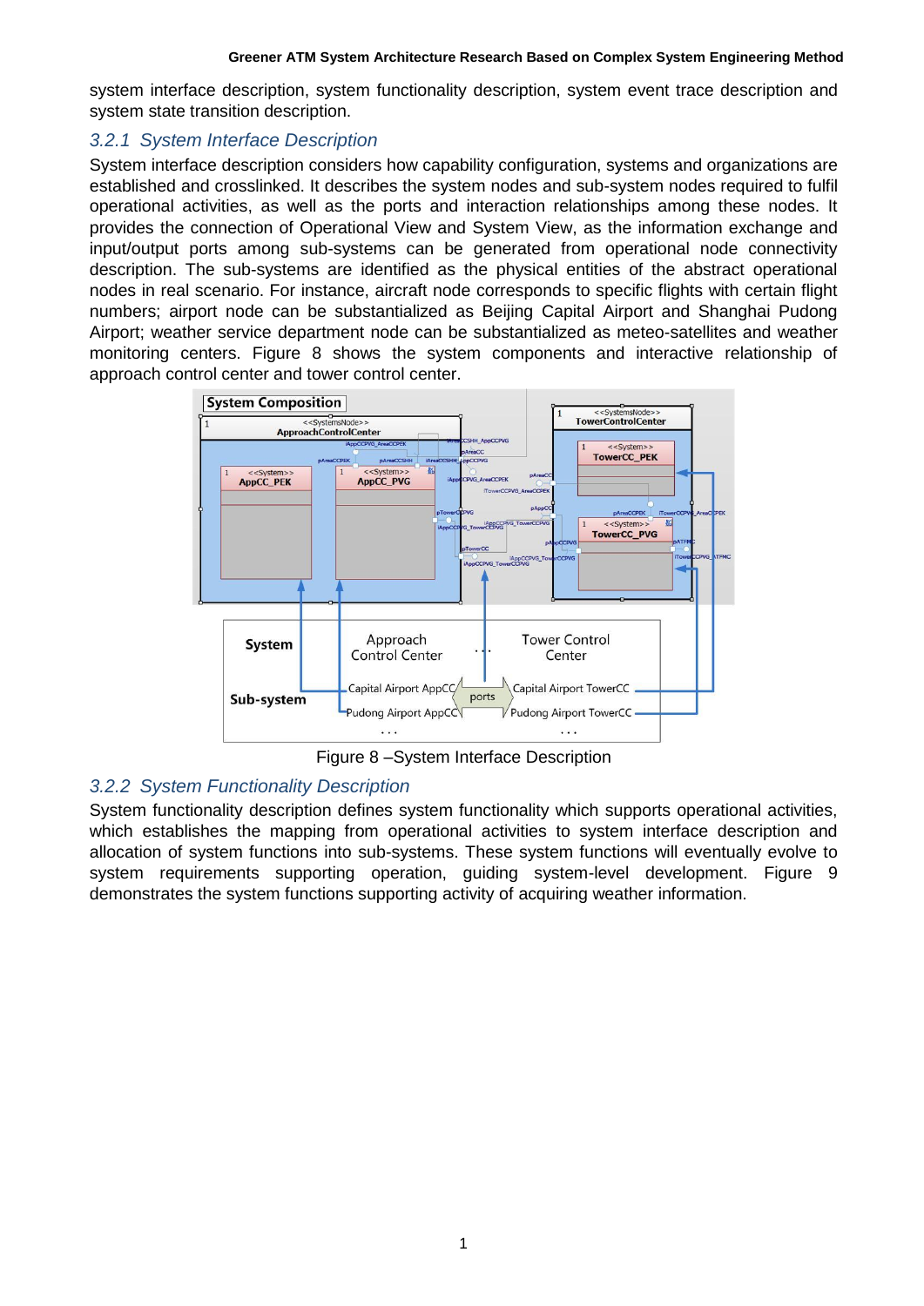system interface description, system functionality description, system event trace description and system state transition description.

### 3.2.1 System Interface Description

System interface description considers how capability configuration, systems and organizations are established and crosslinked. It describes the system nodes and sub-system nodes required to fulfil operational activities, as well as the ports and interaction relationships among these nodes. It provides the connection of Operational View and System View, as the information exchange and input/output ports among sub-systems can be generated from operational node connectivity description. The sub-systems are identified as the physical entities of the abstract operational nodes in real scenario. For instance, aircraft node corresponds to specific flights with certain flight numbers; airport node can be substantialized as Beijing Capital Airport and Shanghai Pudong Airport; weather service department node can be substantialized as meteo-satellites and weather monitoring centers. Figure 8 shows the system components and interactive relationship of approach control center and tower control center.

Figure 8 –System Interface Description

### 3.2.2 System Functionality Description

System functionality description defines system functionality which supports operational activities, which establishes the mapping from operational activities to system interface description and allocation of system functions into sub-systems. These system functions will eventually evolve to system requirements supporting operation, guiding system-level development. Figure 9 demonstrates the system functions supporting activity of acquiring weather information.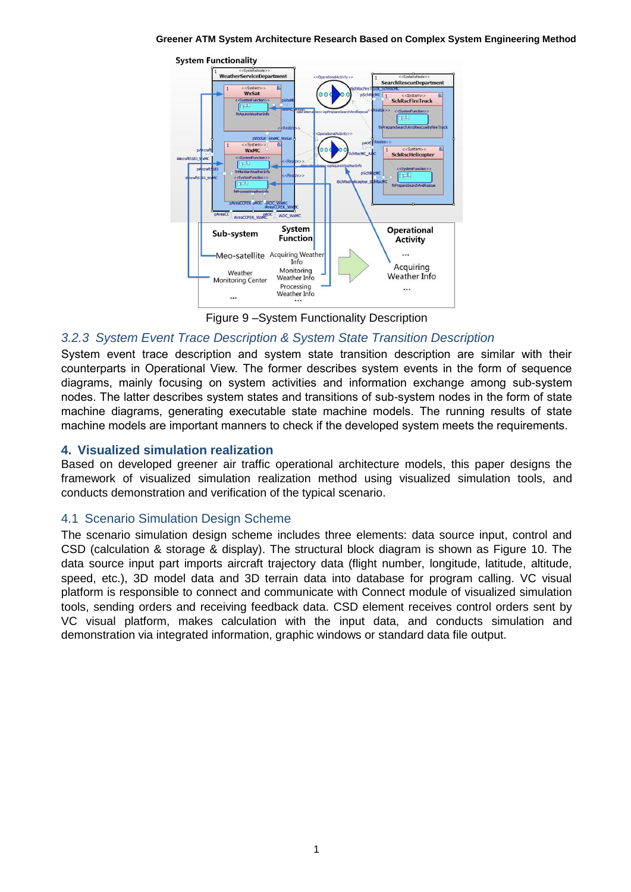Figure 9 –System Functionality Description

### 3.2.3 System Event Trace Description & System State Transition Description

System event trace description and system state transition description are similar with their counterparts in Operational View. The former describes system events in the form of sequence diagrams, mainly focusing on system activities and information exchange among sub-system nodes. The latter describes system states and transitions of sub-system nodes in the form of state machine diagrams, generating executable state machine models. The running results of state machine models are important manners to check if the developed system meets the requirements.

## 4. Visualized simulation realization

Based on developed greener air traffic operational architecture models, this paper designs the framework of visualized simulation realization method using visualized simulation tools, and conducts demonstration and verification of the typical scenario.

### 4.1 Scenario Simulation Design Scheme

The scenario simulation design scheme includes three elements: data source input, control and CSD (calculation & storage & display). The structural block diagram is shown as Figure 10. The data source input part imports aircraft trajectory data (flight number, longitude, latitude, altitude, speed, etc.), 3D model data and 3D terrain data into database for program calling. VC visual platform is responsible to connect and communicate with Connect module of visualized simulation tools, sending orders and receiving feedback data. CSD element receives control orders sent by VC visual platform, makes calculation with the input data, and conducts simulation and demonstration via integrated information, graphic windows or standard data file output.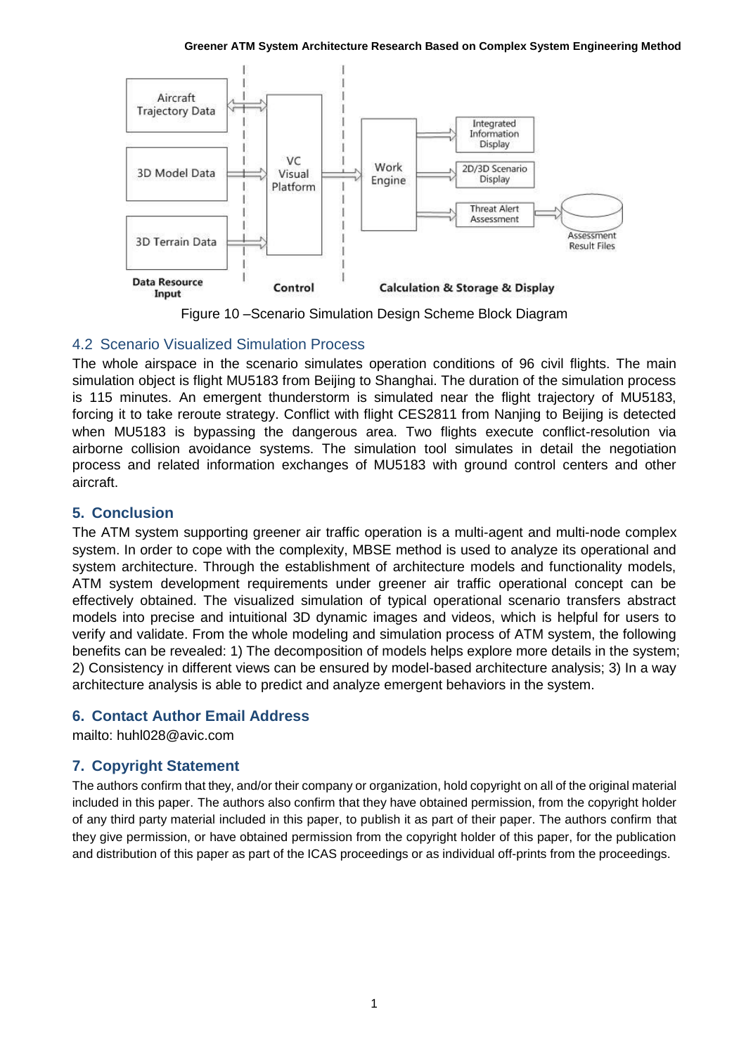Figure 10 –Scenario Simulation Design Scheme Block Diagram

## 4.2 Scenario Visualized Simulation Process

The whole airspace in the scenario simulates operation conditions of 96 civil flights. The main simulation object is flight MU5183 from Beijing to Shanghai. The duration of the simulation process is 115 minutes. An emergent thunderstorm is simulated near the flight trajectory of MU5183, forcing it to take reroute strategy. Conflict with flight CES2811 from Nanjing to Beijing is detected when MU5183 is bypassing the dangerous area. Two flights execute conflict-resolution via airborne collision avoidance systems. The simulation tool simulates in detail the negotiation process and related information exchanges of MU5183 with ground control centers and other aircraft.

## 5. Conclusion

The ATM system supporting greener air traffic operation is a multi-agent and multi-node complex system. In order to cope with the complexity, MBSE method is used to analyze its operational and system architecture. Through the establishment of architecture models and functionality models, ATM system development requirements under greener air traffic operational concept can be effectively obtained. The visualized simulation of typical operational scenario transfers abstract models into precise and intuitional 3D dynamic images and videos, which is helpful for users to verify and validate. From the whole modeling and simulation process of ATM system, the following benefits can be revealed: 1) The decomposition of models helps explore more details in the system; 2) Consistency in different views can be ensured by model-based architecture analysis; 3) In a way architecture analysis is able to predict and analyze emergent behaviors in the system.

## 6. Contact Author Email Address

mailto: huhl028@avic.com

## 7. Copyright Statement

The authors confirm that they, and/or their company or organization, hold copyright on all of the original material included in this paper. The authors also confirm that they have obtained permission, from the copyright holder of any third party material included in this paper, to publish it as part of their paper. The authors confirm that they give permission, or have obtained permission from the copyright holder of this paper, for the publication and distribution of this paper as part of the ICAS proceedings or as individual off-prints from the proceedings.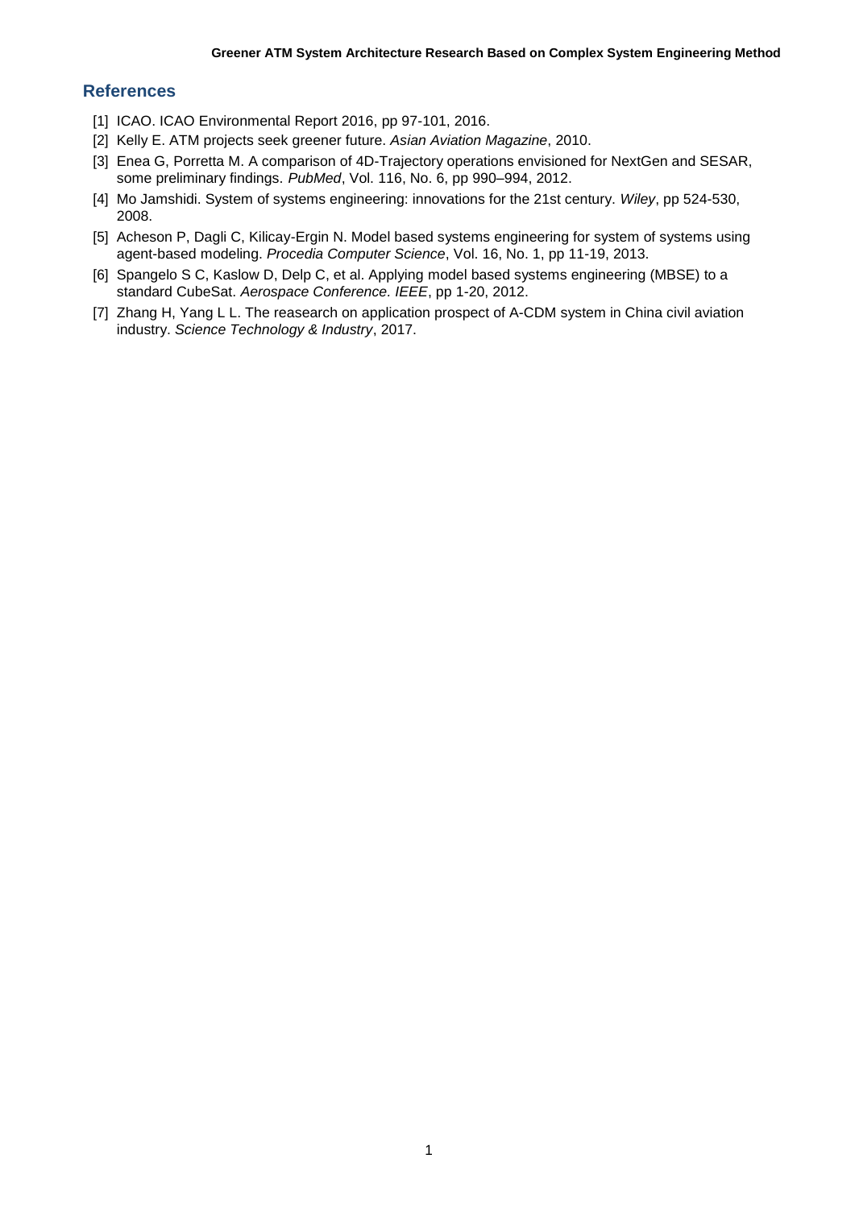## References

[1] ICAO. ICAO Environmental Report 2016, pp 97-101, 2016.

[2] Kelly E. ATM projects seek greener future. *Asian Aviation Magazine*, 2010.

[3] Enea G, Porretta M. A comparison of 4D-Trajectory operations envisioned for NextGen and SESAR, some preliminary findings. *PubMed*, Vol. 116, No. 6, pp 990–994, 2012.

[4] Mo Jamshidi. System of systems engineering: innovations for the 21st century. *Wiley*, pp 524-530, 2008.

[5] Acheson P, Dagli C, Kilicay-Ergin N. Model based systems engineering for system of systems using agent-based modeling. *Procedia Computer Science*, Vol. 16, No. 1, pp 11-19, 2013.

[6] Spangelo S C, Kaslow D, Delp C, et al. Applying model based systems engineering (MBSE) to a standard CubeSat. *Aerospace Conference. IEEE*, pp 1-20, 2012.

[7] Zhang H, Yang L L. The reasearch on application prospect of A-CDM system in China civil aviation industry. *Science Technology & Industry*, 2017.